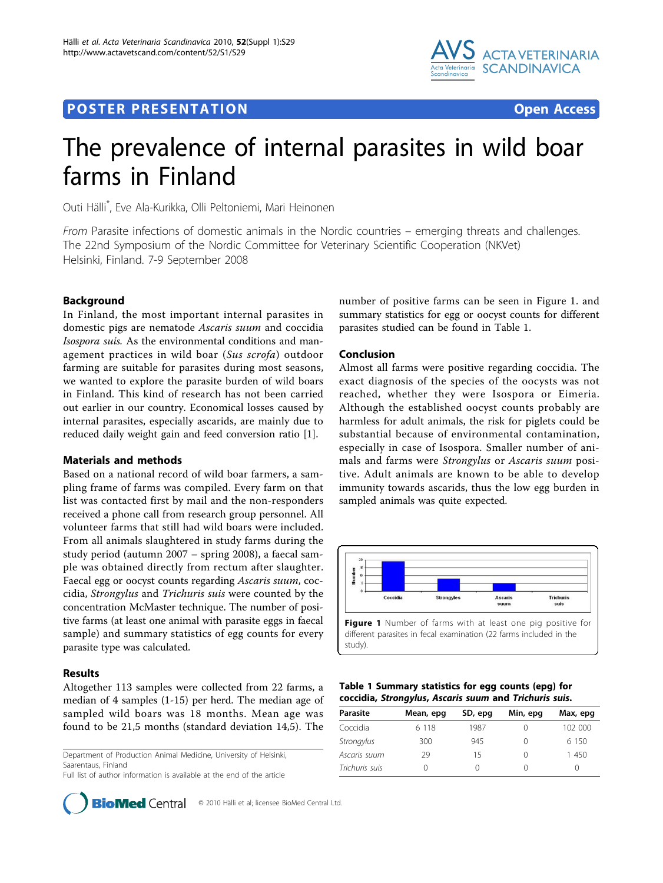POSTER PRESENTATION

Open Access

# The prevalence of internal parasites in wild boar farms in Finland

Outi Hälli[*], Eve Ala-Kurikka, Olli Peltoniemi, Mari Heinonen

*From* Parasite infections of domestic animals in the Nordic countries – emerging threats and challenges. The 22nd Symposium of the Nordic Committee for Veterinary Scientific Cooperation (NKVet) Helsinki, Finland. 7-9 September 2008

## Background

In Finland, the most important internal parasites in domestic pigs are nematode *Ascaris suum* and coccidia *Isospora suis.* As the environmental conditions and management practices in wild boar (*Sus scrofa*) outdoor farming are suitable for parasites during most seasons, we wanted to explore the parasite burden of wild boars in Finland. This kind of research has not been carried out earlier in our country. Economical losses caused by internal parasites, especially ascarids, are mainly due to reduced daily weight gain and feed conversion ratio [1].

## Materials and methods

Based on a national record of wild boar farmers, a sampling frame of farms was compiled. Every farm on that list was contacted first by mail and the non-responders received a phone call from research group personnel. All volunteer farms that still had wild boars were included. From all animals slaughtered in study farms during the study period (autumn 2007 – spring 2008), a faecal sample was obtained directly from rectum after slaughter. Faecal egg or oocyst counts regarding *Ascaris suum*, coccidia, *Strongylus* and *Trichuris suis* were counted by the concentration McMaster technique. The number of positive farms (at least one animal with parasite eggs in faecal sample) and summary statistics of egg counts for every parasite type was calculated.

## Results

Altogether 113 samples were collected from 22 farms, a median of 4 samples (1-15) per herd. The median age of sampled wild boars was 18 months. Mean age was found to be 21,5 months (standard deviation 14,5). The number of positive farms can be seen in Figure 1. and summary statistics for egg or oocyst counts for different parasites studied can be found in Table 1.

## Conclusion

Almost all farms were positive regarding coccidia. The exact diagnosis of the species of the oocysts was not reached, whether they were Isospora or Eimeria. Although the established oocyst counts probably are harmless for adult animals, the risk for piglets could be substantial because of environmental contamination, especially in case of Isospora. Smaller number of animals and farms were *Strongylus* or *Ascaris suum* positive. Adult animals are known to be able to develop immunity towards ascarids, thus the low egg burden in sampled animals was quite expected.

Number
20
15
10
5
0
Coccidia
Strongyles
Ascaris suum
Trichuris suis

**Figure 1** Number of farms with at least one pig positive for different parasites in fecal examination (22 farms included in the study).

**Table 1 Summary statistics for egg counts (epg) for coccidia, *Strongylus*, *Ascaris suum* and *Trichuris suis*.**

| Parasite | Mean, epg | SD, epg | Min, epg | Max, epg |
|---|---|---|---|---|
| Coccidia | 6 118 | 1987 | 0 | 102 000 |
| *Strongylus* | 300 | 945 | 0 | 6 150 |
| *Ascaris suum* | 29 | 15 | 0 | 1 450 |
| *Trichuris suis* | 0 | 0 | 0 | 0 |

Department of Production Animal Medicine, University of Helsinki, Saarentaus, Finland
Full list of author information is available at the end of the article

© 2010 Hälli et al; licensee BioMed Central Ltd.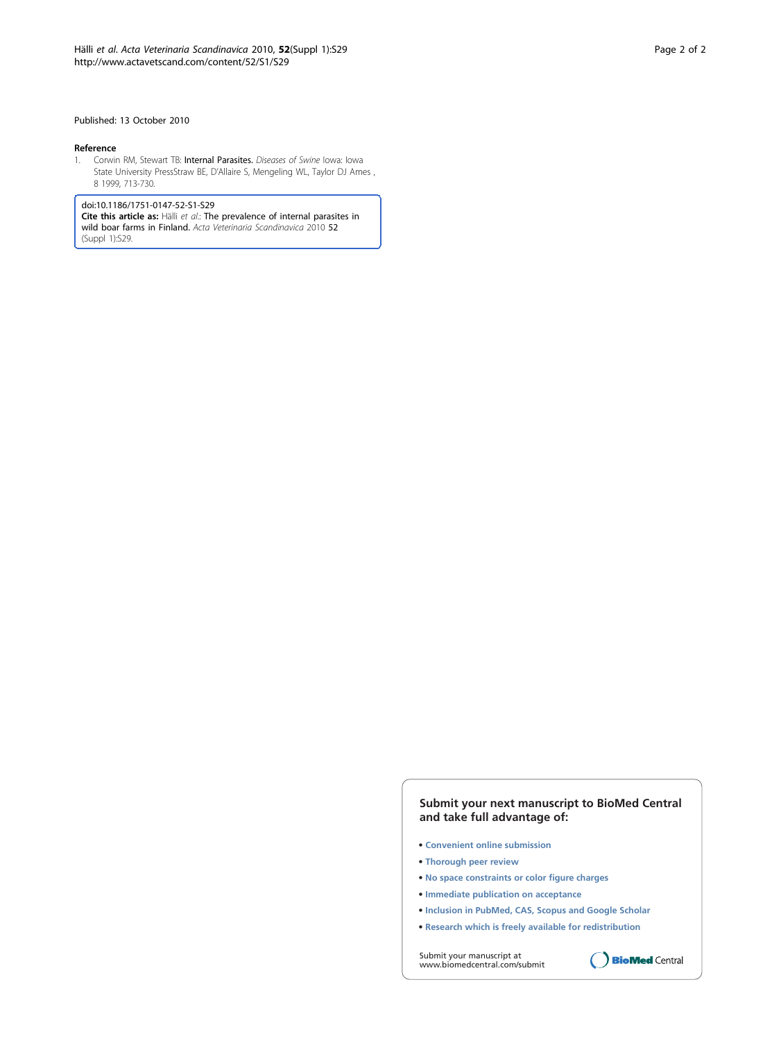Published: 13 October 2010

## Reference

1. Corwin RM, Stewart TB: **Internal Parasites.** *Diseases of Swine* Iowa: Iowa State University PressStraw BE, D'Allaire S, Mengeling WL, Taylor DJ Ames , 8 1999, 713-730.

doi:10.1186/1751-0147-52-S1-S29
**Cite this article as:** Hälli *et al.*: The prevalence of internal parasites in wild boar farms in Finland. *Acta Veterinaria Scandinavica* 2010 **52** (Suppl 1):S29.

**Submit your next manuscript to BioMed Central and take full advantage of:**

- **Convenient online submission**
- **Thorough peer review**
- **No space constraints or color figure charges**
- **Immediate publication on acceptance**
- **Inclusion in PubMed, CAS, Scopus and Google Scholar**
- **Research which is freely available for redistribution**

Submit your manuscript at
www.biomedcentral.com/submit

BioMed Central